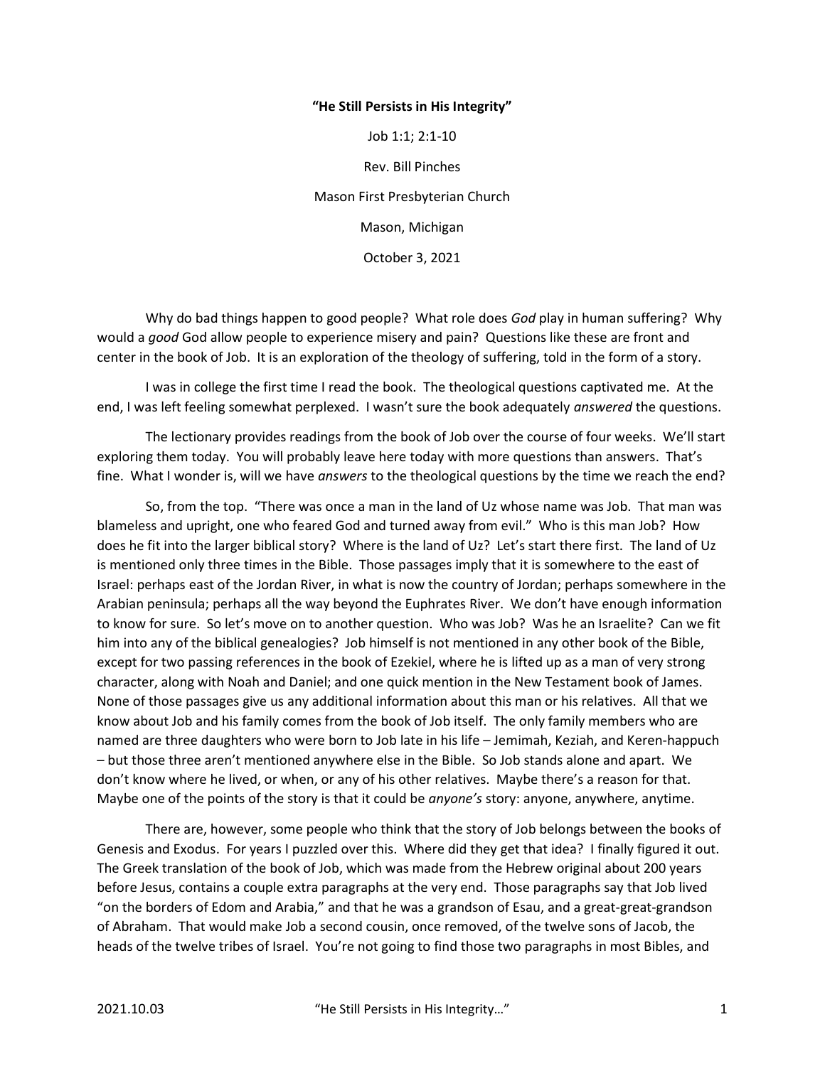**"He Still Persists in His Integrity"**

Job 1:1; 2:1-10

Rev. Bill Pinches

Mason First Presbyterian Church

Mason, Michigan

October 3, 2021

Why do bad things happen to good people? What role does *God* play in human suffering? Why would a *good* God allow people to experience misery and pain? Questions like these are front and center in the book of Job. It is an exploration of the theology of suffering, told in the form of a story.

I was in college the first time I read the book. The theological questions captivated me. At the end, I was left feeling somewhat perplexed. I wasn't sure the book adequately *answered* the questions.

The lectionary provides readings from the book of Job over the course of four weeks. We'll start exploring them today. You will probably leave here today with more questions than answers. That's fine. What I wonder is, will we have *answers* to the theological questions by the time we reach the end?

So, from the top. "There was once a man in the land of Uz whose name was Job. That man was blameless and upright, one who feared God and turned away from evil." Who is this man Job? How does he fit into the larger biblical story? Where is the land of Uz? Let's start there first. The land of Uz is mentioned only three times in the Bible. Those passages imply that it is somewhere to the east of Israel: perhaps east of the Jordan River, in what is now the country of Jordan; perhaps somewhere in the Arabian peninsula; perhaps all the way beyond the Euphrates River. We don't have enough information to know for sure. So let's move on to another question. Who was Job? Was he an Israelite? Can we fit him into any of the biblical genealogies? Job himself is not mentioned in any other book of the Bible, except for two passing references in the book of Ezekiel, where he is lifted up as a man of very strong character, along with Noah and Daniel; and one quick mention in the New Testament book of James. None of those passages give us any additional information about this man or his relatives. All that we know about Job and his family comes from the book of Job itself. The only family members who are named are three daughters who were born to Job late in his life – Jemimah, Keziah, and Keren-happuch – but those three aren't mentioned anywhere else in the Bible. So Job stands alone and apart. We don't know where he lived, or when, or any of his other relatives. Maybe there's a reason for that. Maybe one of the points of the story is that it could be *anyone's* story: anyone, anywhere, anytime.

There are, however, some people who think that the story of Job belongs between the books of Genesis and Exodus. For years I puzzled over this. Where did they get that idea? I finally figured it out. The Greek translation of the book of Job, which was made from the Hebrew original about 200 years before Jesus, contains a couple extra paragraphs at the very end. Those paragraphs say that Job lived "on the borders of Edom and Arabia," and that he was a grandson of Esau, and a great-great-grandson of Abraham. That would make Job a second cousin, once removed, of the twelve sons of Jacob, the heads of the twelve tribes of Israel. You're not going to find those two paragraphs in most Bibles, and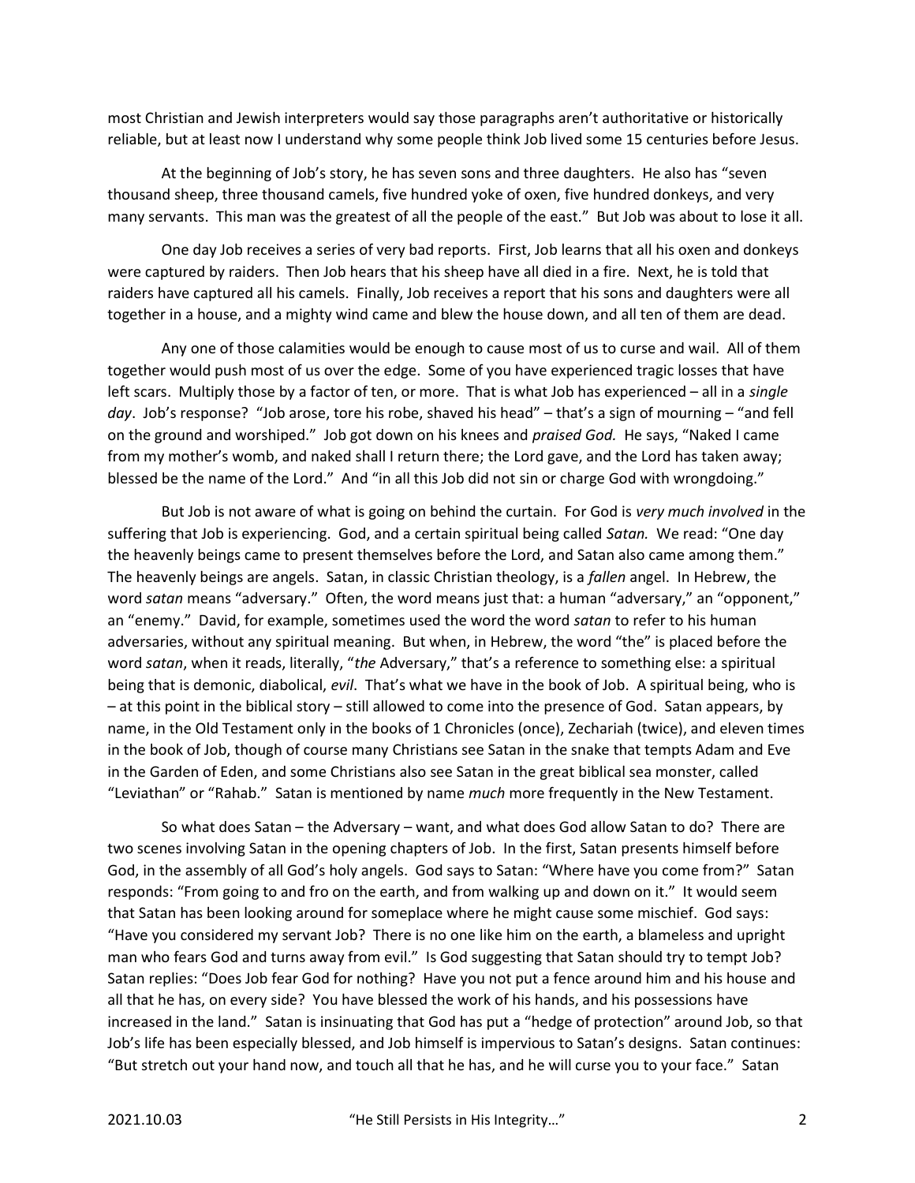most Christian and Jewish interpreters would say those paragraphs aren't authoritative or historically reliable, but at least now I understand why some people think Job lived some 15 centuries before Jesus.

At the beginning of Job's story, he has seven sons and three daughters. He also has "seven thousand sheep, three thousand camels, five hundred yoke of oxen, five hundred donkeys, and very many servants. This man was the greatest of all the people of the east." But Job was about to lose it all.

One day Job receives a series of very bad reports. First, Job learns that all his oxen and donkeys were captured by raiders. Then Job hears that his sheep have all died in a fire. Next, he is told that raiders have captured all his camels. Finally, Job receives a report that his sons and daughters were all together in a house, and a mighty wind came and blew the house down, and all ten of them are dead.

Any one of those calamities would be enough to cause most of us to curse and wail. All of them together would push most of us over the edge. Some of you have experienced tragic losses that have left scars. Multiply those by a factor of ten, or more. That is what Job has experienced – all in a *single day*. Job's response? "Job arose, tore his robe, shaved his head" – that's a sign of mourning – "and fell on the ground and worshiped." Job got down on his knees and *praised God.* He says, "Naked I came from my mother's womb, and naked shall I return there; the Lord gave, and the Lord has taken away; blessed be the name of the Lord." And "in all this Job did not sin or charge God with wrongdoing."

But Job is not aware of what is going on behind the curtain. For God is *very much involved* in the suffering that Job is experiencing. God, and a certain spiritual being called *Satan.* We read: "One day the heavenly beings came to present themselves before the Lord, and Satan also came among them." The heavenly beings are angels. Satan, in classic Christian theology, is a *fallen* angel. In Hebrew, the word *satan* means "adversary." Often, the word means just that: a human "adversary," an "opponent," an "enemy." David, for example, sometimes used the word the word *satan* to refer to his human adversaries, without any spiritual meaning. But when, in Hebrew, the word "the" is placed before the word *satan*, when it reads, literally, "*the* Adversary," that's a reference to something else: a spiritual being that is demonic, diabolical, *evil*. That's what we have in the book of Job. A spiritual being, who is – at this point in the biblical story – still allowed to come into the presence of God. Satan appears, by name, in the Old Testament only in the books of 1 Chronicles (once), Zechariah (twice), and eleven times in the book of Job, though of course many Christians see Satan in the snake that tempts Adam and Eve in the Garden of Eden, and some Christians also see Satan in the great biblical sea monster, called "Leviathan" or "Rahab." Satan is mentioned by name *much* more frequently in the New Testament.

So what does Satan – the Adversary – want, and what does God allow Satan to do? There are two scenes involving Satan in the opening chapters of Job. In the first, Satan presents himself before God, in the assembly of all God's holy angels. God says to Satan: "Where have you come from?" Satan responds: "From going to and fro on the earth, and from walking up and down on it." It would seem that Satan has been looking around for someplace where he might cause some mischief. God says: "Have you considered my servant Job? There is no one like him on the earth, a blameless and upright man who fears God and turns away from evil." Is God suggesting that Satan should try to tempt Job? Satan replies: "Does Job fear God for nothing? Have you not put a fence around him and his house and all that he has, on every side? You have blessed the work of his hands, and his possessions have increased in the land." Satan is insinuating that God has put a "hedge of protection" around Job, so that Job's life has been especially blessed, and Job himself is impervious to Satan's designs. Satan continues: "But stretch out your hand now, and touch all that he has, and he will curse you to your face." Satan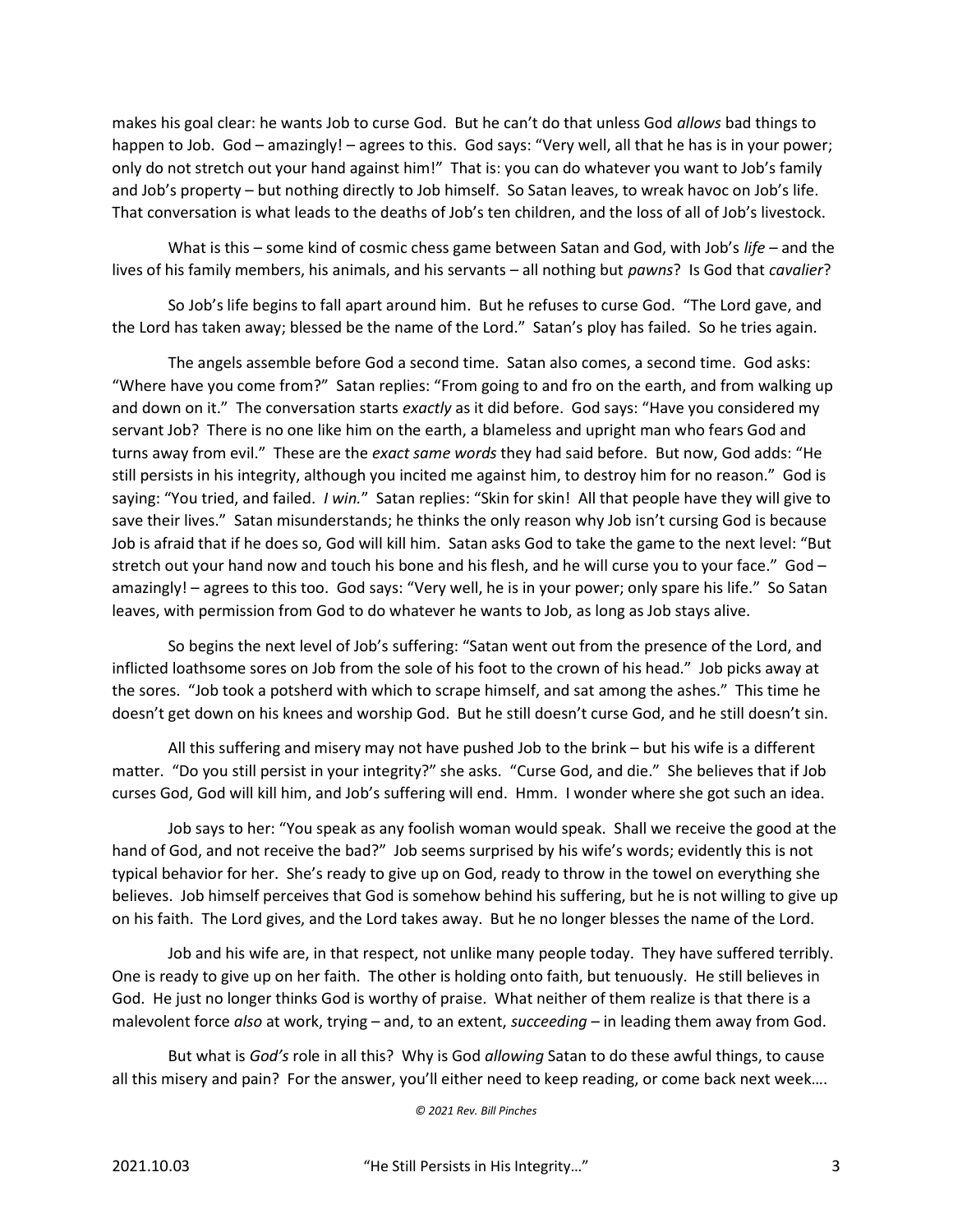makes his goal clear: he wants Job to curse God. But he can't do that unless God *allows* bad things to happen to Job. God – amazingly! – agrees to this. God says: "Very well, all that he has is in your power; only do not stretch out your hand against him!" That is: you can do whatever you want to Job's family and Job's property – but nothing directly to Job himself. So Satan leaves, to wreak havoc on Job's life. That conversation is what leads to the deaths of Job's ten children, and the loss of all of Job's livestock.

What is this – some kind of cosmic chess game between Satan and God, with Job's *life* – and the lives of his family members, his animals, and his servants – all nothing but *pawns*? Is God that *cavalier*?

So Job's life begins to fall apart around him. But he refuses to curse God. "The Lord gave, and the Lord has taken away; blessed be the name of the Lord." Satan's ploy has failed. So he tries again.

The angels assemble before God a second time. Satan also comes, a second time. God asks: "Where have you come from?" Satan replies: "From going to and fro on the earth, and from walking up and down on it." The conversation starts *exactly* as it did before. God says: "Have you considered my servant Job? There is no one like him on the earth, a blameless and upright man who fears God and turns away from evil." These are the *exact same words* they had said before. But now, God adds: "He still persists in his integrity, although you incited me against him, to destroy him for no reason." God is saying: "You tried, and failed. *I win.*" Satan replies: "Skin for skin! All that people have they will give to save their lives." Satan misunderstands; he thinks the only reason why Job isn't cursing God is because Job is afraid that if he does so, God will kill him. Satan asks God to take the game to the next level: "But stretch out your hand now and touch his bone and his flesh, and he will curse you to your face." God – amazingly! – agrees to this too. God says: "Very well, he is in your power; only spare his life." So Satan leaves, with permission from God to do whatever he wants to Job, as long as Job stays alive.

So begins the next level of Job's suffering: "Satan went out from the presence of the Lord, and inflicted loathsome sores on Job from the sole of his foot to the crown of his head." Job picks away at the sores. "Job took a potsherd with which to scrape himself, and sat among the ashes." This time he doesn't get down on his knees and worship God. But he still doesn't curse God, and he still doesn't sin.

All this suffering and misery may not have pushed Job to the brink – but his wife is a different matter. "Do you still persist in your integrity?" she asks. "Curse God, and die." She believes that if Job curses God, God will kill him, and Job's suffering will end. Hmm. I wonder where she got such an idea.

Job says to her: "You speak as any foolish woman would speak. Shall we receive the good at the hand of God, and not receive the bad?" Job seems surprised by his wife's words; evidently this is not typical behavior for her. She's ready to give up on God, ready to throw in the towel on everything she believes. Job himself perceives that God is somehow behind his suffering, but he is not willing to give up on his faith. The Lord gives, and the Lord takes away. But he no longer blesses the name of the Lord.

Job and his wife are, in that respect, not unlike many people today. They have suffered terribly. One is ready to give up on her faith. The other is holding onto faith, but tenuously. He still believes in God. He just no longer thinks God is worthy of praise. What neither of them realize is that there is a malevolent force *also* at work, trying – and, to an extent, *succeeding* – in leading them away from God.

But what is *God's* role in all this? Why is God *allowing* Satan to do these awful things, to cause all this misery and pain? For the answer, you'll either need to keep reading, or come back next week….

*© 2021 Rev. Bill Pinches*